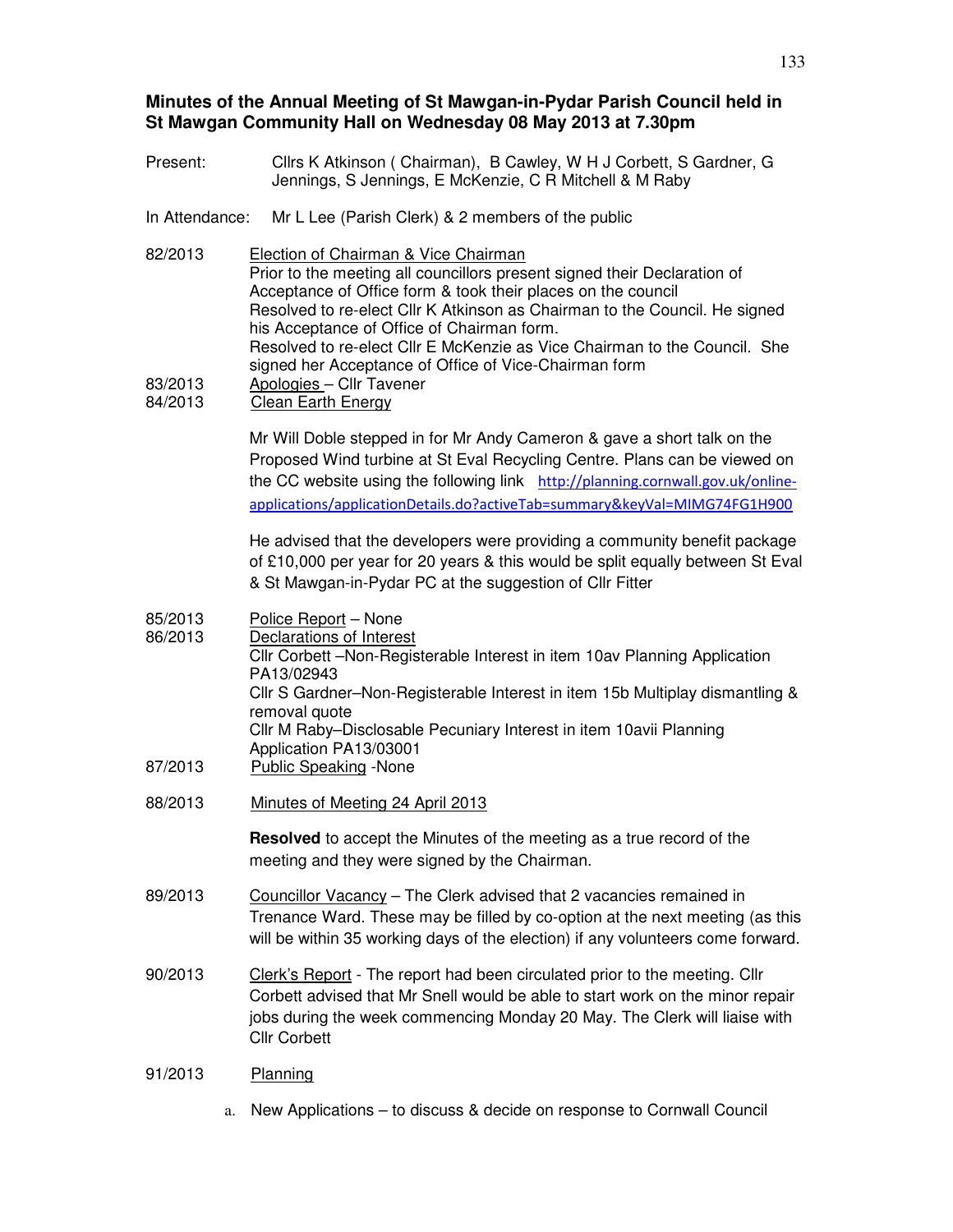**Minutes of the Annual Meeting of St Mawgan-in-Pydar Parish Council held in St Mawgan Community Hall on Wednesday 08 May 2013 at 7.30pm**

Present: Cllrs K Atkinson ( Chairman), B Cawley, W H J Corbett, S Gardner, G Jennings, S Jennings, E McKenzie, C R Mitchell & M Raby

In Attendance: Mr L Lee (Parish Clerk) & 2 members of the public

82/2013 Election of Chairman & Vice Chairman
Prior to the meeting all councillors present signed their Declaration of Acceptance of Office form & took their places on the council
Resolved to re-elect Cllr K Atkinson as Chairman to the Council. He signed his Acceptance of Office of Chairman form.
Resolved to re-elect Cllr E McKenzie as Vice Chairman to the Council. She signed her Acceptance of Office of Vice-Chairman form

83/2013 Apologies – Cllr Tavener

84/2013 Clean Earth Energy

Mr Will Doble stepped in for Mr Andy Cameron & gave a short talk on the Proposed Wind turbine at St Eval Recycling Centre. Plans can be viewed on the CC website using the following link http://planning.cornwall.gov.uk/online-applications/applicationDetails.do?activeTab=summary&keyVal=MIMG74FG1H900

He advised that the developers were providing a community benefit package of £10,000 per year for 20 years & this would be split equally between St Eval & St Mawgan-in-Pydar PC at the suggestion of Cllr Fitter

85/2013 Police Report – None

86/2013 Declarations of Interest
Cllr Corbett –Non-Registerable Interest in item 10av Planning Application PA13/02943
Cllr S Gardner–Non-Registerable Interest in item 15b Multiplay dismantling & removal quote
Cllr M Raby–Disclosable Pecuniary Interest in item 10avii Planning Application PA13/03001

87/2013 Public Speaking -None

88/2013 Minutes of Meeting 24 April 2013

**Resolved** to accept the Minutes of the meeting as a true record of the meeting and they were signed by the Chairman.

89/2013 Councillor Vacancy – The Clerk advised that 2 vacancies remained in Trenance Ward. These may be filled by co-option at the next meeting (as this will be within 35 working days of the election) if any volunteers come forward.

90/2013 Clerk's Report - The report had been circulated prior to the meeting. Cllr Corbett advised that Mr Snell would be able to start work on the minor repair jobs during the week commencing Monday 20 May. The Clerk will liaise with Cllr Corbett

91/2013 Planning

a. New Applications – to discuss & decide on response to Cornwall Council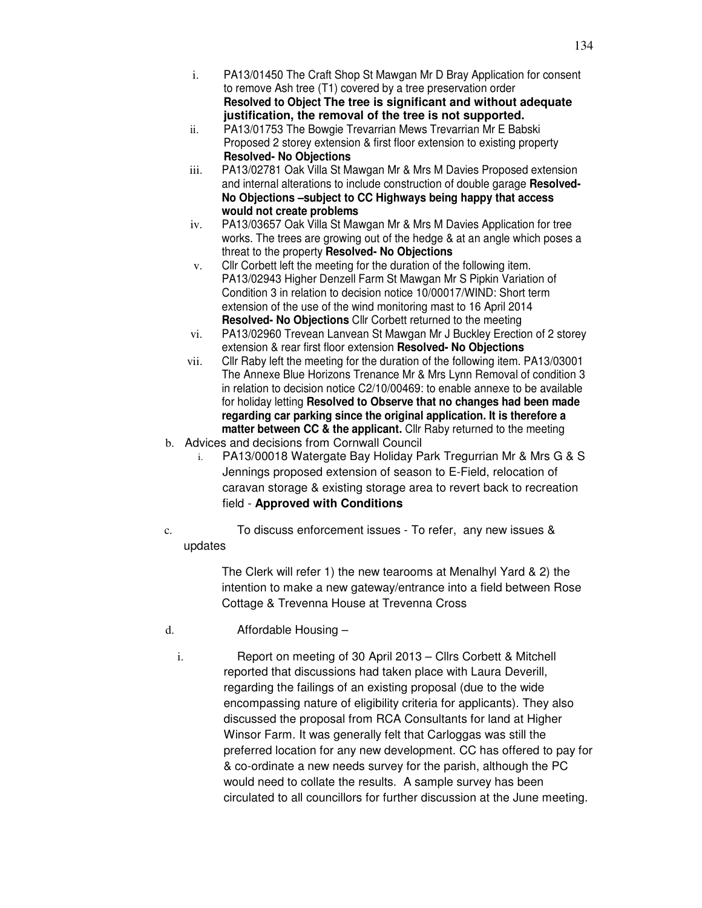i. PA13/01450 The Craft Shop St Mawgan Mr D Bray Application for consent to remove Ash tree (T1) covered by a tree preservation order **Resolved to Object The tree is significant and without adequate justification, the removal of the tree is not supported.**

ii. PA13/01753 The Bowgie Trevarrian Mews Trevarrian Mr E Babski Proposed 2 storey extension & first floor extension to existing property **Resolved- No Objections**

iii. PA13/02781 Oak Villa St Mawgan Mr & Mrs M Davies Proposed extension and internal alterations to include construction of double garage **Resolved- No Objections –subject to CC Highways being happy that access would not create problems**

iv. PA13/03657 Oak Villa St Mawgan Mr & Mrs M Davies Application for tree works. The trees are growing out of the hedge & at an angle which poses a threat to the property **Resolved- No Objections**

v. Cllr Corbett left the meeting for the duration of the following item. PA13/02943 Higher Denzell Farm St Mawgan Mr S Pipkin Variation of Condition 3 in relation to decision notice 10/00017/WIND: Short term extension of the use of the wind monitoring mast to 16 April 2014 **Resolved- No Objections** Cllr Corbett returned to the meeting

vi. PA13/02960 Trevean Lanvean St Mawgan Mr J Buckley Erection of 2 storey extension & rear first floor extension **Resolved- No Objections**

vii. Cllr Raby left the meeting for the duration of the following item. PA13/03001 The Annexe Blue Horizons Trenance Mr & Mrs Lynn Removal of condition 3 in relation to decision notice C2/10/00469: to enable annexe to be available for holiday letting **Resolved to Observe that no changes had been made regarding car parking since the original application. It is therefore a matter between CC & the applicant.** Cllr Raby returned to the meeting

b. Advices and decisions from Cornwall Council

i. PA13/00018 Watergate Bay Holiday Park Tregurrian Mr & Mrs G & S Jennings proposed extension of season to E-Field, relocation of caravan storage & existing storage area to revert back to recreation field - **Approved with Conditions**

c. To discuss enforcement issues - To refer, any new issues & updates

The Clerk will refer 1) the new tearooms at Menalhyl Yard & 2) the intention to make a new gateway/entrance into a field between Rose Cottage & Trevenna House at Trevenna Cross

d. Affordable Housing –

i. Report on meeting of 30 April 2013 – Cllrs Corbett & Mitchell reported that discussions had taken place with Laura Deverill, regarding the failings of an existing proposal (due to the wide encompassing nature of eligibility criteria for applicants). They also discussed the proposal from RCA Consultants for land at Higher Winsor Farm. It was generally felt that Carloggas was still the preferred location for any new development. CC has offered to pay for & co-ordinate a new needs survey for the parish, although the PC would need to collate the results. A sample survey has been circulated to all councillors for further discussion at the June meeting.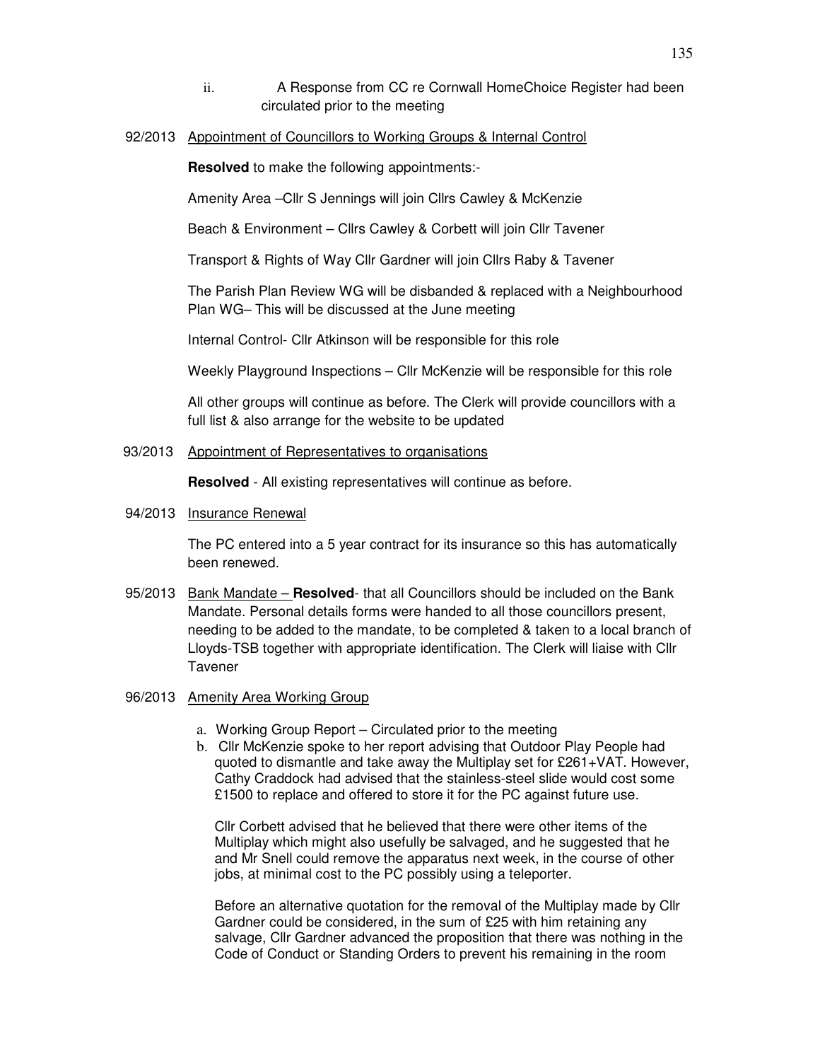ii. A Response from CC re Cornwall HomeChoice Register had been circulated prior to the meeting

92/2013 Appointment of Councillors to Working Groups & Internal Control

**Resolved** to make the following appointments:-

Amenity Area –Cllr S Jennings will join Cllrs Cawley & McKenzie

Beach & Environment – Cllrs Cawley & Corbett will join Cllr Tavener

Transport & Rights of Way Cllr Gardner will join Cllrs Raby & Tavener

The Parish Plan Review WG will be disbanded & replaced with a Neighbourhood Plan WG– This will be discussed at the June meeting

Internal Control- Cllr Atkinson will be responsible for this role

Weekly Playground Inspections – Cllr McKenzie will be responsible for this role

All other groups will continue as before. The Clerk will provide councillors with a full list & also arrange for the website to be updated

93/2013 Appointment of Representatives to organisations

**Resolved** - All existing representatives will continue as before.

94/2013 Insurance Renewal

The PC entered into a 5 year contract for its insurance so this has automatically been renewed.

95/2013 Bank Mandate – **Resolved**- that all Councillors should be included on the Bank Mandate. Personal details forms were handed to all those councillors present, needing to be added to the mandate, to be completed & taken to a local branch of Lloyds-TSB together with appropriate identification. The Clerk will liaise with Cllr Tavener

96/2013 Amenity Area Working Group

a. Working Group Report – Circulated prior to the meeting
b. Cllr McKenzie spoke to her report advising that Outdoor Play People had quoted to dismantle and take away the Multiplay set for £261+VAT. However, Cathy Craddock had advised that the stainless-steel slide would cost some £1500 to replace and offered to store it for the PC against future use.

Cllr Corbett advised that he believed that there were other items of the Multiplay which might also usefully be salvaged, and he suggested that he and Mr Snell could remove the apparatus next week, in the course of other jobs, at minimal cost to the PC possibly using a teleporter.

Before an alternative quotation for the removal of the Multiplay made by Cllr Gardner could be considered, in the sum of £25 with him retaining any salvage, Cllr Gardner advanced the proposition that there was nothing in the Code of Conduct or Standing Orders to prevent his remaining in the room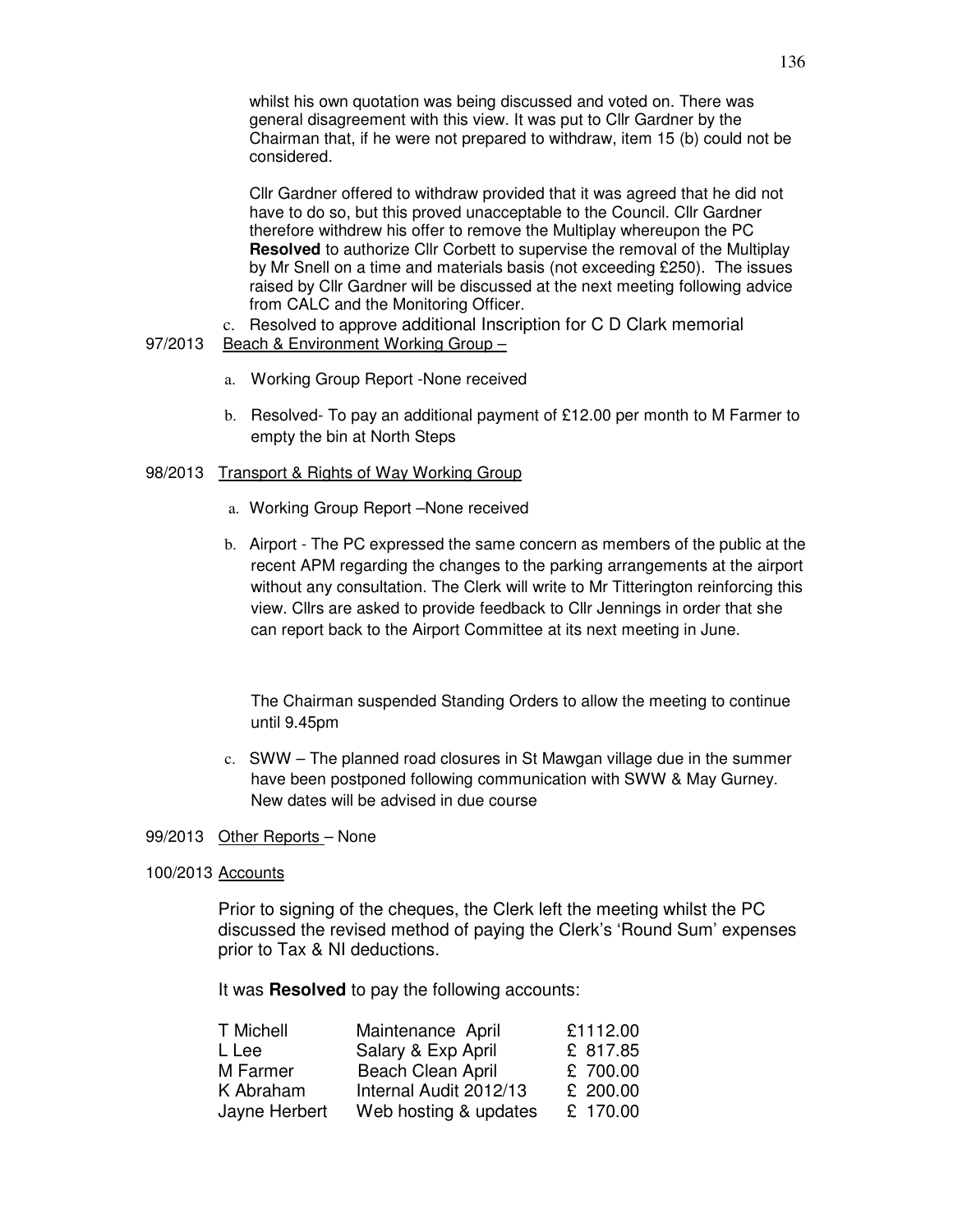whilst his own quotation was being discussed and voted on. There was general disagreement with this view. It was put to Cllr Gardner by the Chairman that, if he were not prepared to withdraw, item 15 (b) could not be considered.

Cllr Gardner offered to withdraw provided that it was agreed that he did not have to do so, but this proved unacceptable to the Council. Cllr Gardner therefore withdrew his offer to remove the Multiplay whereupon the PC **Resolved** to authorize Cllr Corbett to supervise the removal of the Multiplay by Mr Snell on a time and materials basis (not exceeding £250). The issues raised by Cllr Gardner will be discussed at the next meeting following advice from CALC and the Monitoring Officer.

c. Resolved to approve additional Inscription for C D Clark memorial

97/2013 Beach & Environment Working Group –

a. Working Group Report -None received

b. Resolved- To pay an additional payment of £12.00 per month to M Farmer to empty the bin at North Steps

98/2013 Transport & Rights of Way Working Group

a. Working Group Report –None received

b. Airport - The PC expressed the same concern as members of the public at the recent APM regarding the changes to the parking arrangements at the airport without any consultation. The Clerk will write to Mr Titterington reinforcing this view. Cllrs are asked to provide feedback to Cllr Jennings in order that she can report back to the Airport Committee at its next meeting in June.

The Chairman suspended Standing Orders to allow the meeting to continue until 9.45pm

c. SWW – The planned road closures in St Mawgan village due in the summer have been postponed following communication with SWW & May Gurney. New dates will be advised in due course

99/2013 Other Reports – None

100/2013 Accounts

Prior to signing of the cheques, the Clerk left the meeting whilst the PC discussed the revised method of paying the Clerk's 'Round Sum' expenses prior to Tax & NI deductions.

It was **Resolved** to pay the following accounts:

| | | |
|---|---|---|
| T Michell | Maintenance April | £1112.00 |
| L Lee | Salary & Exp April | £ 817.85 |
| M Farmer | Beach Clean April | £ 700.00 |
| K Abraham | Internal Audit 2012/13 | £ 200.00 |
| Jayne Herbert | Web hosting & updates | £ 170.00 |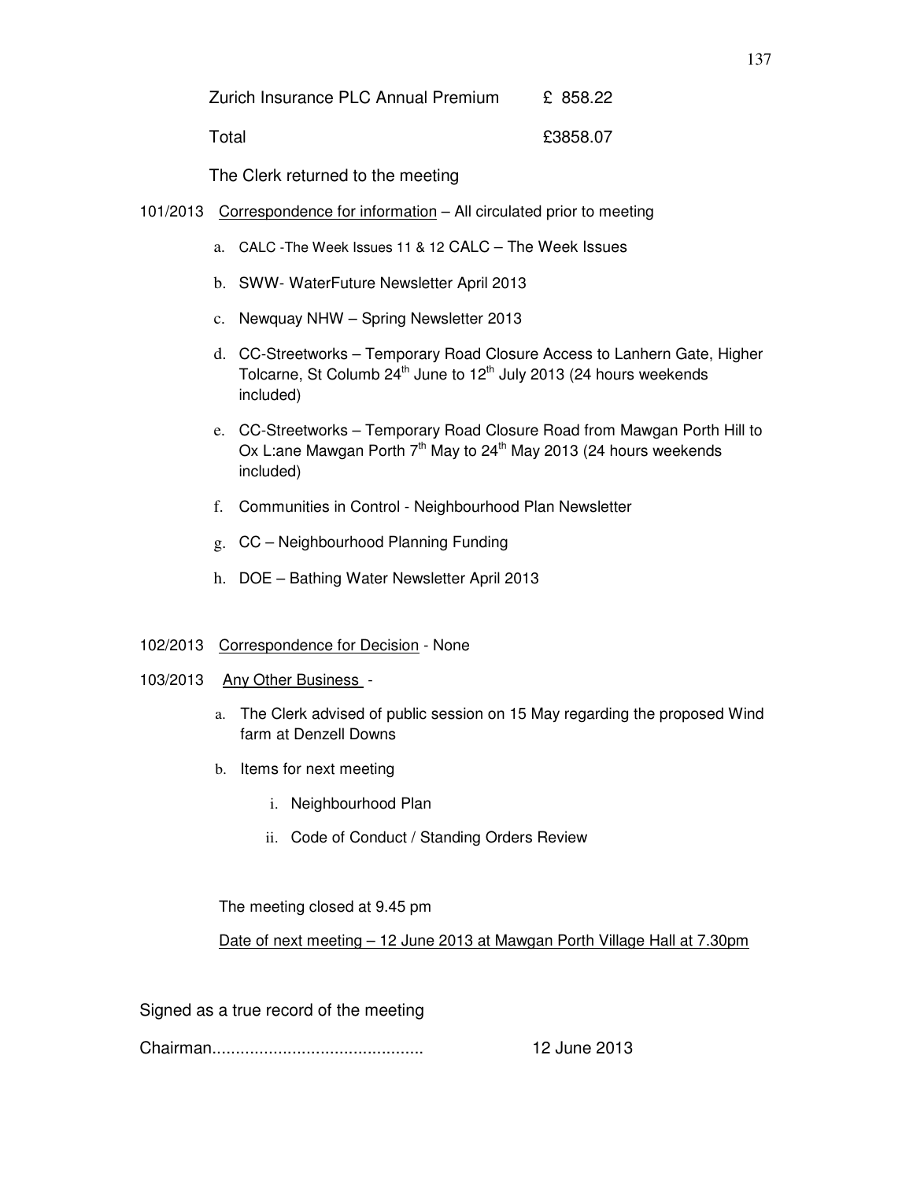| | |
|---|---|
| Zurich Insurance PLC Annual Premium | £ 858.22 |
| Total | £3858.07 |

The Clerk returned to the meeting

101/2013 Correspondence for information – All circulated prior to meeting

a. CALC -The Week Issues 11 & 12 CALC – The Week Issues
b. SWW- WaterFuture Newsletter April 2013
c. Newquay NHW – Spring Newsletter 2013
d. CC-Streetworks – Temporary Road Closure Access to Lanhern Gate, Higher Tolcarne, St Columb 24th June to 12th July 2013 (24 hours weekends included)
e. CC-Streetworks – Temporary Road Closure Road from Mawgan Porth Hill to Ox L:ane Mawgan Porth 7th May to 24th May 2013 (24 hours weekends included)
f. Communities in Control - Neighbourhood Plan Newsletter
g. CC – Neighbourhood Planning Funding
h. DOE – Bathing Water Newsletter April 2013

102/2013 Correspondence for Decision - None

103/2013 Any Other Business -

a. The Clerk advised of public session on 15 May regarding the proposed Wind farm at Denzell Downs
b. Items for next meeting
   i. Neighbourhood Plan
   ii. Code of Conduct / Standing Orders Review

The meeting closed at 9.45 pm

Date of next meeting – 12 June 2013 at Mawgan Porth Village Hall at 7.30pm

Signed as a true record of the meeting

Chairman............................................ 12 June 2013